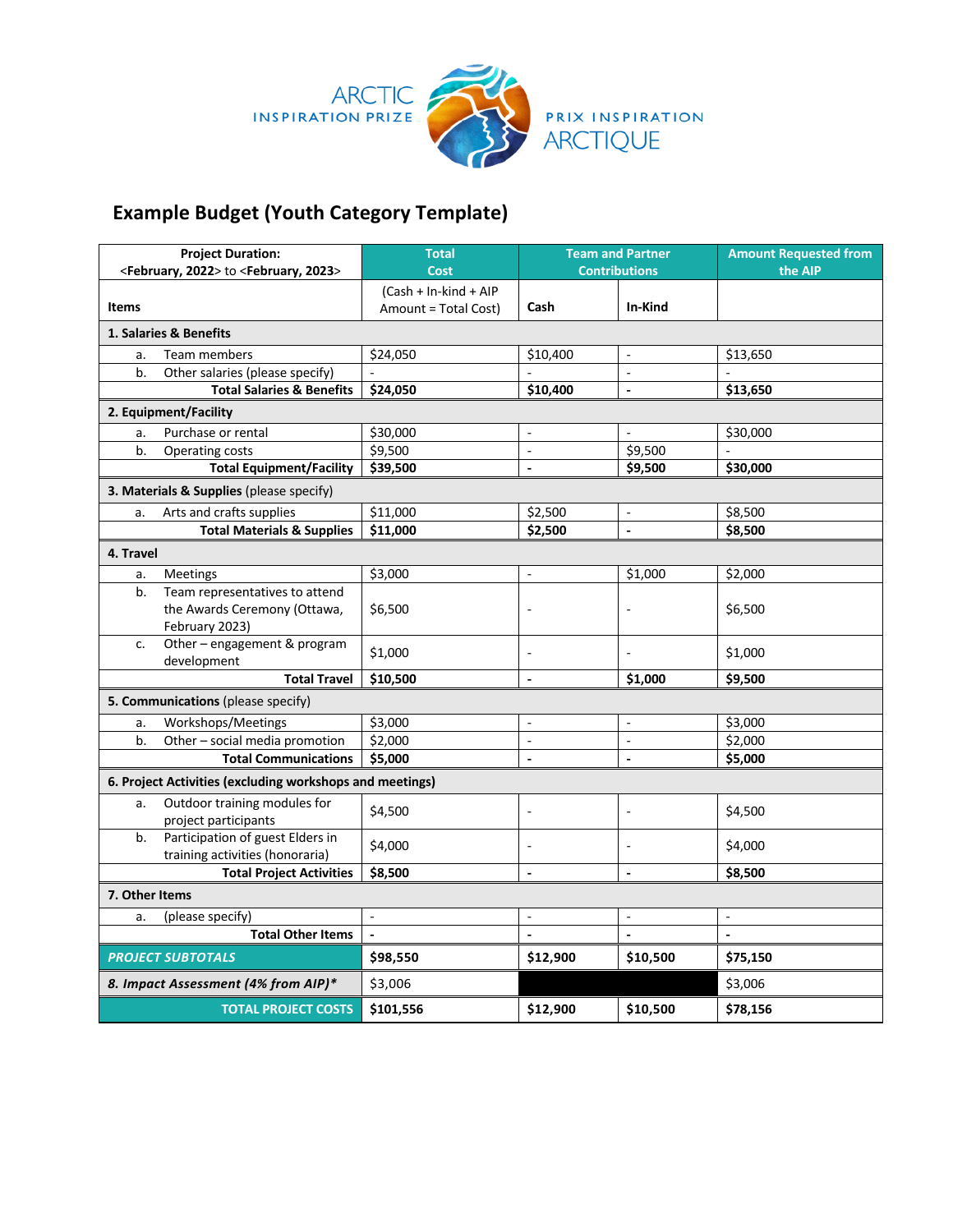ARCTIC INSPIRATION PRIZE | PRIX INSPIRATION ARCTIQUE

# Example Budget (Youth Category Template)

| Project Duration: <February, 2022> to <February, 2023> | Total Cost | Team and Partner Contributions | | Amount Requested from the AIP |
|---|---|---|---|---|
| **Items** | (Cash + In-kind + AIP Amount = Total Cost) | **Cash** | **In-Kind** | |
| **1. Salaries & Benefits** | | | | |
| a. Team members | $24,050 | $10,400 | - | $13,650 |
| b. Other salaries (please specify) | - | - | - | - |
| **Total Salaries & Benefits** | **$24,050** | **$10,400** | **-** | **$13,650** |
| **2. Equipment/Facility** | | | | |
| a. Purchase or rental | $30,000 | - | - | $30,000 |
| b. Operating costs | $9,500 | - | $9,500 | - |
| **Total Equipment/Facility** | **$39,500** | **-** | **$9,500** | **$30,000** |
| **3. Materials & Supplies** (please specify) | | | | |
| a. Arts and crafts supplies | $11,000 | $2,500 | - | $8,500 |
| **Total Materials & Supplies** | **$11,000** | **$2,500** | **-** | **$8,500** |
| **4. Travel** | | | | |
| a. Meetings | $3,000 | - | $1,000 | $2,000 |
| b. Team representatives to attend the Awards Ceremony (Ottawa, February 2023) | $6,500 | - | - | $6,500 |
| c. Other – engagement & program development | $1,000 | - | - | $1,000 |
| **Total Travel** | **$10,500** | **-** | **$1,000** | **$9,500** |
| **5. Communications** (please specify) | | | | |
| a. Workshops/Meetings | $3,000 | - | - | $3,000 |
| b. Other – social media promotion | $2,000 | - | - | $2,000 |
| **Total Communications** | **$5,000** | **-** | **-** | **$5,000** |
| **6. Project Activities (excluding workshops and meetings)** | | | | |
| a. Outdoor training modules for project participants | $4,500 | - | - | $4,500 |
| b. Participation of guest Elders in training activities (honoraria) | $4,000 | - | - | $4,000 |
| **Total Project Activities** | **$8,500** | **-** | **-** | **$8,500** |
| **7. Other Items** | | | | |
| a. (please specify) | - | - | - | - |
| **Total Other Items** | **-** | **-** | **-** | **-** |
| ***PROJECT SUBTOTALS*** | **$98,550** | **$12,900** | **$10,500** | **$75,150** |
| ***8. Impact Assessment (4% from AIP)**** | $3,006 | | | $3,006 |
| **TOTAL PROJECT COSTS** | **$101,556** | **$12,900** | **$10,500** | **$78,156** |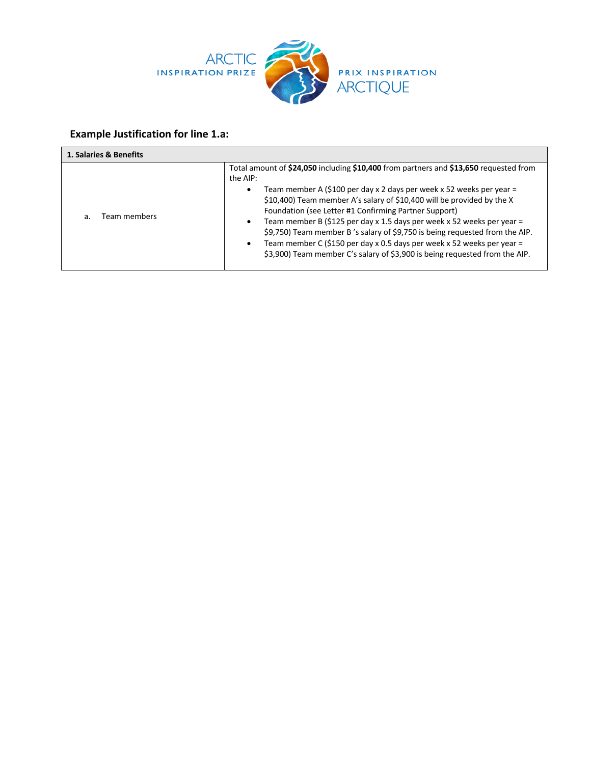## Example Justification for line 1.a:

| 1. Salaries & Benefits | |
|---|---|
| a. Team members | Total amount of **$24,050** including **$10,400** from partners and **$13,650** requested from the AIP:<br>• Team member A ($100 per day x 2 days per week x 52 weeks per year = $10,400) Team member A's salary of $10,400 will be provided by the X Foundation (see Letter #1 Confirming Partner Support)<br>• Team member B ($125 per day x 1.5 days per week x 52 weeks per year = $9,750) Team member B 's salary of $9,750 is being requested from the AIP.<br>• Team member C ($150 per day x 0.5 days per week x 52 weeks per year = $3,900) Team member C's salary of $3,900 is being requested from the AIP. |